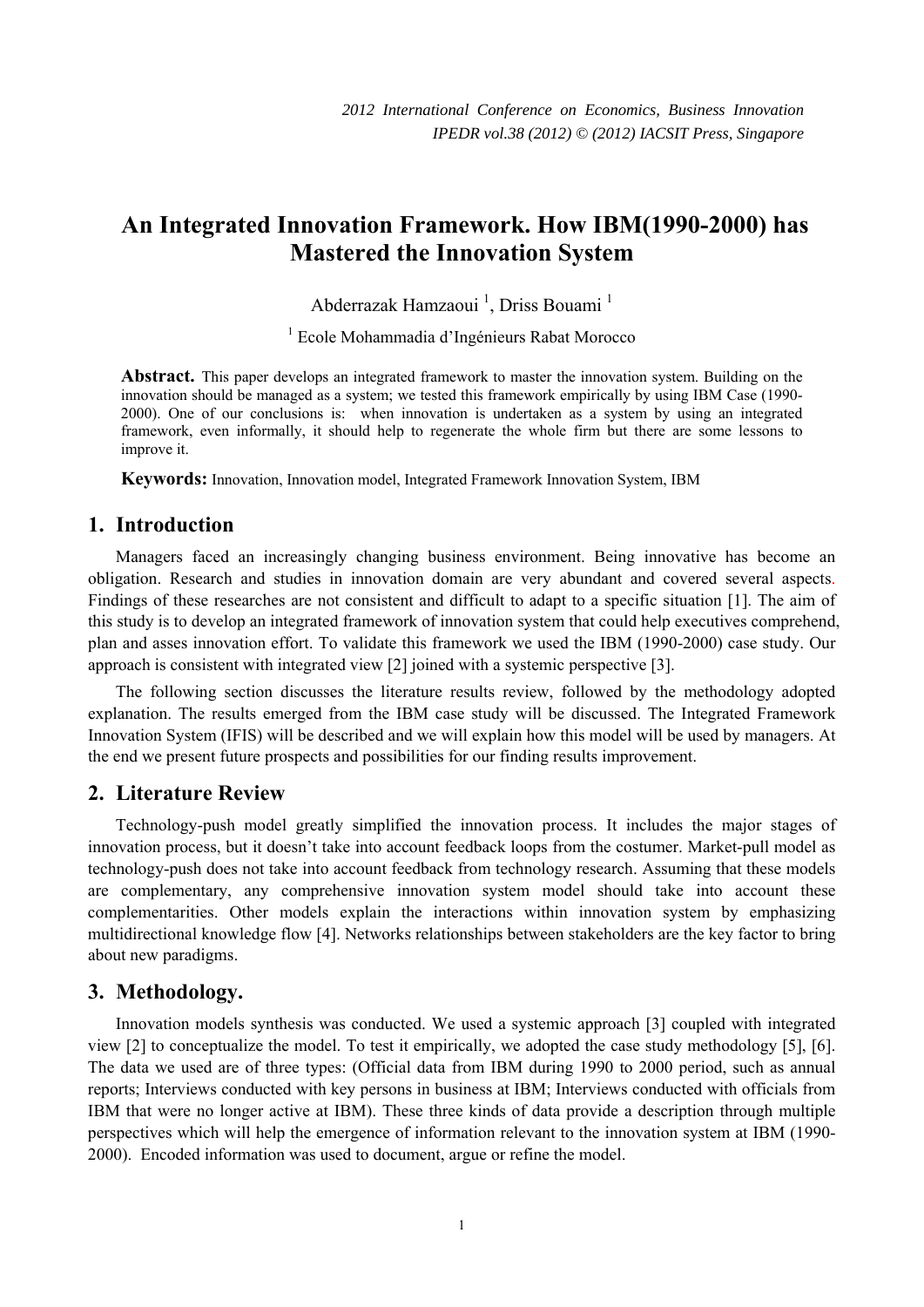# An Integrated Innovation Framework. How IBM(1990-2000) has Mastered the Innovation System

Abderrazak Hamzaoui [1], Driss Bouami [1]

[1] Ecole Mohammadia d'Ingénieurs Rabat Morocco

**Abstract.** This paper develops an integrated framework to master the innovation system. Building on the innovation should be managed as a system; we tested this framework empirically by using IBM Case (1990-2000). One of our conclusions is: when innovation is undertaken as a system by using an integrated framework, even informally, it should help to regenerate the whole firm but there are some lessons to improve it.

**Keywords:** Innovation, Innovation model, Integrated Framework Innovation System, IBM

## 1. Introduction

Managers faced an increasingly changing business environment. Being innovative has become an obligation. Research and studies in innovation domain are very abundant and covered several aspects. Findings of these researches are not consistent and difficult to adapt to a specific situation [1]. The aim of this study is to develop an integrated framework of innovation system that could help executives comprehend, plan and asses innovation effort. To validate this framework we used the IBM (1990-2000) case study. Our approach is consistent with integrated view [2] joined with a systemic perspective [3].

The following section discusses the literature results review, followed by the methodology adopted explanation. The results emerged from the IBM case study will be discussed. The Integrated Framework Innovation System (IFIS) will be described and we will explain how this model will be used by managers. At the end we present future prospects and possibilities for our finding results improvement.

## 2. Literature Review

Technology-push model greatly simplified the innovation process. It includes the major stages of innovation process, but it doesn't take into account feedback loops from the costumer. Market-pull model as technology-push does not take into account feedback from technology research. Assuming that these models are complementary, any comprehensive innovation system model should take into account these complementarities. Other models explain the interactions within innovation system by emphasizing multidirectional knowledge flow [4]. Networks relationships between stakeholders are the key factor to bring about new paradigms.

## 3. Methodology.

Innovation models synthesis was conducted. We used a systemic approach [3] coupled with integrated view [2] to conceptualize the model. To test it empirically, we adopted the case study methodology [5], [6]. The data we used are of three types: (Official data from IBM during 1990 to 2000 period, such as annual reports; Interviews conducted with key persons in business at IBM; Interviews conducted with officials from IBM that were no longer active at IBM). These three kinds of data provide a description through multiple perspectives which will help the emergence of information relevant to the innovation system at IBM (1990-2000). Encoded information was used to document, argue or refine the model.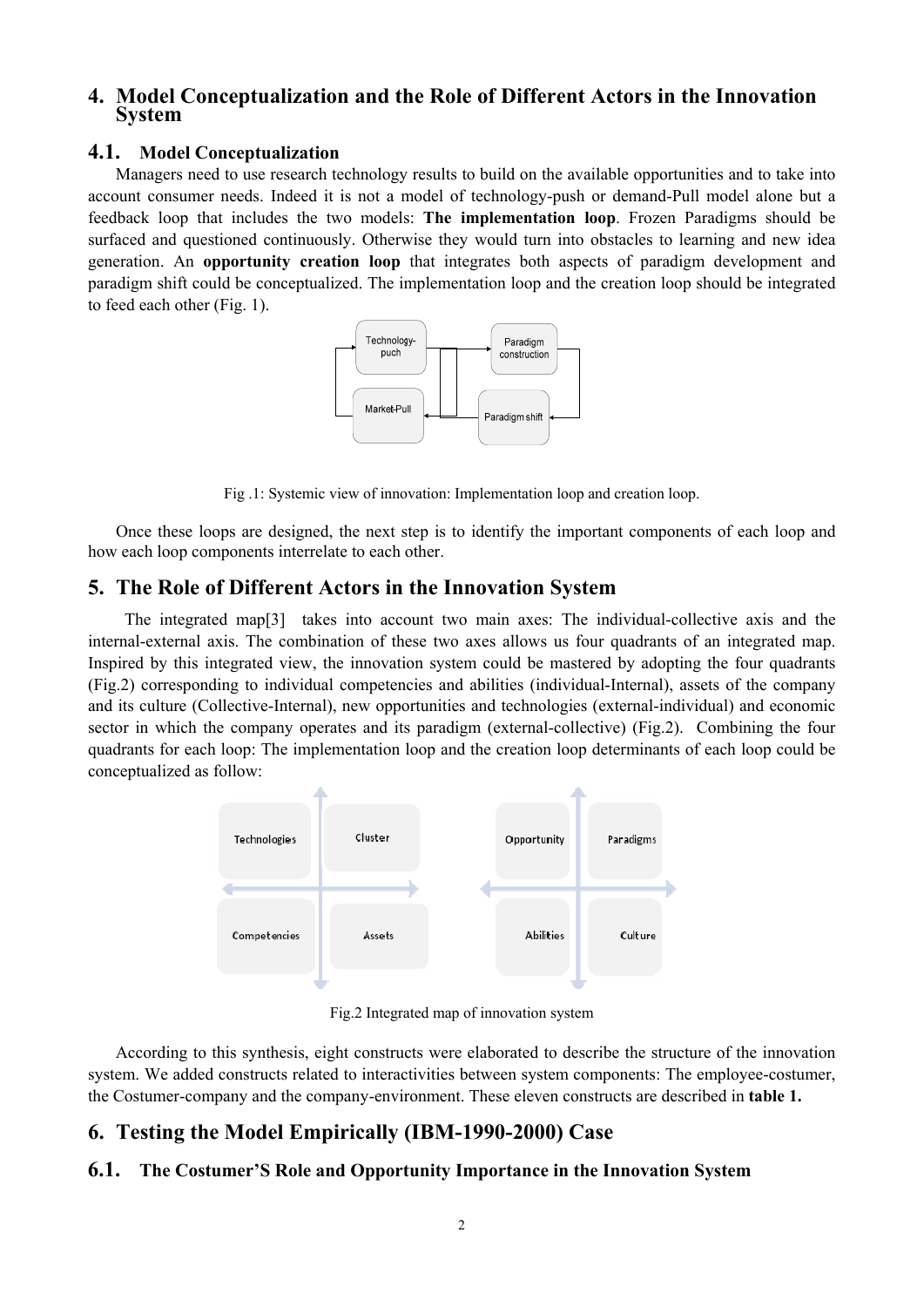## 4. Model Conceptualization and the Role of Different Actors in the Innovation System

### 4.1. Model Conceptualization

Managers need to use research technology results to build on the available opportunities and to take into account consumer needs. Indeed it is not a model of technology-push or demand-Pull model alone but a feedback loop that includes the two models: **The implementation loop**. Frozen Paradigms should be surfaced and questioned continuously. Otherwise they would turn into obstacles to learning and new idea generation. An **opportunity creation loop** that integrates both aspects of paradigm development and paradigm shift could be conceptualized. The implementation loop and the creation loop should be integrated to feed each other (Fig. 1).

Fig .1: Systemic view of innovation: Implementation loop and creation loop.

Once these loops are designed, the next step is to identify the important components of each loop and how each loop components interrelate to each other.

## 5. The Role of Different Actors in the Innovation System

The integrated map[3] takes into account two main axes: The individual-collective axis and the internal-external axis. The combination of these two axes allows us four quadrants of an integrated map. Inspired by this integrated view, the innovation system could be mastered by adopting the four quadrants (Fig.2) corresponding to individual competencies and abilities (individual-Internal), assets of the company and its culture (Collective-Internal), new opportunities and technologies (external-individual) and economic sector in which the company operates and its paradigm (external-collective) (Fig.2). Combining the four quadrants for each loop: The implementation loop and the creation loop determinants of each loop could be conceptualized as follow:

Fig.2 Integrated map of innovation system

According to this synthesis, eight constructs were elaborated to describe the structure of the innovation system. We added constructs related to interactivities between system components: The employee-costumer, the Costumer-company and the company-environment. These eleven constructs are described in **table 1.**

## 6. Testing the Model Empirically (IBM-1990-2000) Case

### 6.1. The Costumer'S Role and Opportunity Importance in the Innovation System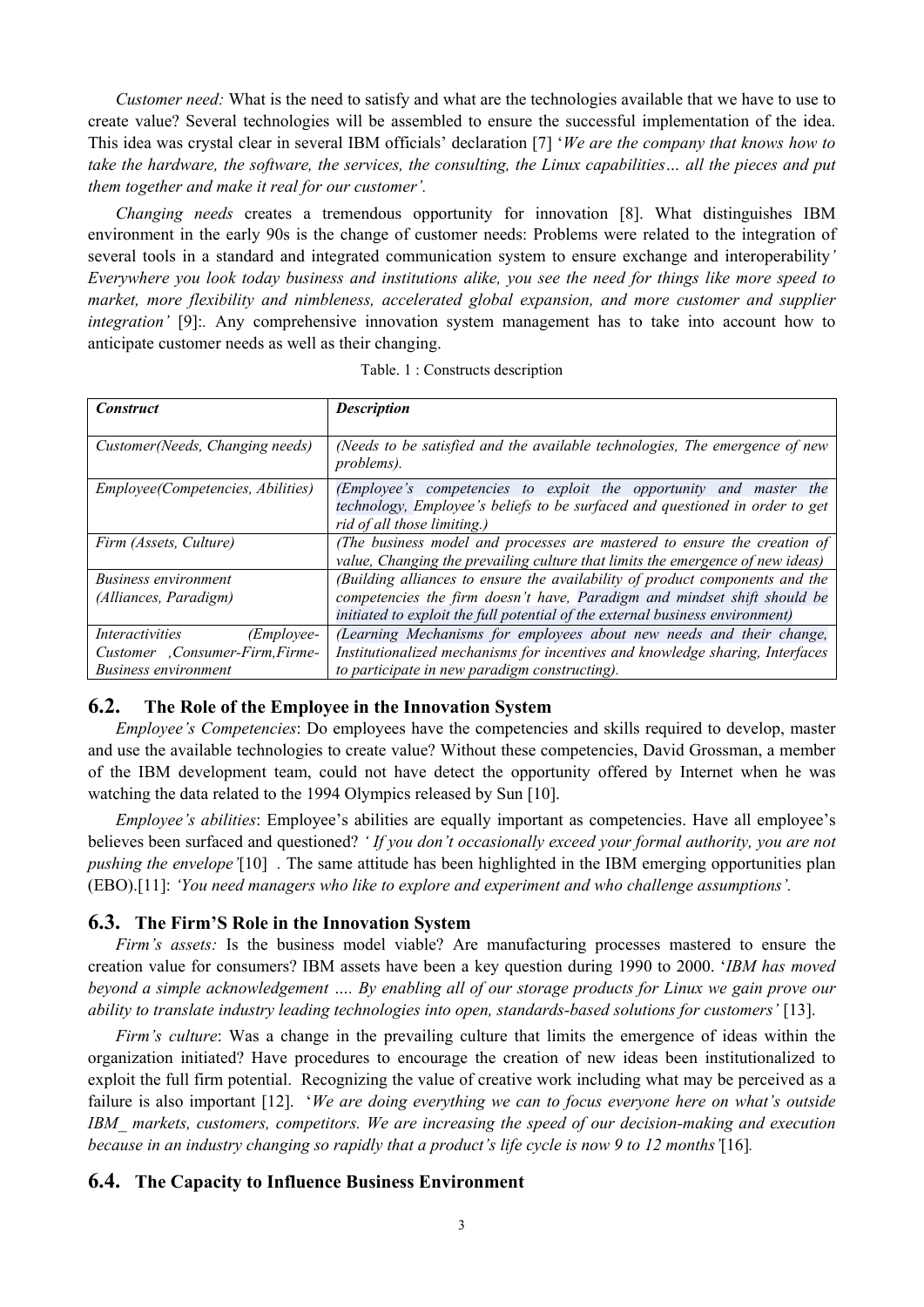*Customer need:* What is the need to satisfy and what are the technologies available that we have to use to create value? Several technologies will be assembled to ensure the successful implementation of the idea. This idea was crystal clear in several IBM officials' declaration [7] '*We are the company that knows how to take the hardware, the software, the services, the consulting, the Linux capabilities… all the pieces and put them together and make it real for our customer'.*

*Changing needs* creates a tremendous opportunity for innovation [8]. What distinguishes IBM environment in the early 90s is the change of customer needs: Problems were related to the integration of several tools in a standard and integrated communication system to ensure exchange and interoperability*' Everywhere you look today business and institutions alike, you see the need for things like more speed to market, more flexibility and nimbleness, accelerated global expansion, and more customer and supplier integration'* [9]:. Any comprehensive innovation system management has to take into account how to anticipate customer needs as well as their changing.

Table. 1 : Constructs description

| ***Construct*** | ***Description*** |
|---|---|
| *Customer(Needs, Changing needs)* | *(Needs to be satisfied and the available technologies, The emergence of new problems).* |
| *Employee(Competencies, Abilities)* | *(Employee's competencies to exploit the opportunity and master the technology, Employee's beliefs to be surfaced and questioned in order to get rid of all those limiting.)* |
| *Firm (Assets, Culture)* | *(The business model and processes are mastered to ensure the creation of value, Changing the prevailing culture that limits the emergence of new ideas)* |
| *Business environment (Alliances, Paradigm)* | *(Building alliances to ensure the availability of product components and the competencies the firm doesn't have, Paradigm and mindset shift should be initiated to exploit the full potential of the external business environment)* |
| *Interactivities (Employee-Customer ,Consumer-Firm,Firme-Business environment* | *(Learning Mechanisms for employees about new needs and their change, Institutionalized mechanisms for incentives and knowledge sharing, Interfaces to participate in new paradigm constructing).* |

## 6.2. The Role of the Employee in the Innovation System

*Employee's Competencies*: Do employees have the competencies and skills required to develop, master and use the available technologies to create value? Without these competencies, David Grossman, a member of the IBM development team, could not have detect the opportunity offered by Internet when he was watching the data related to the 1994 Olympics released by Sun [10].

*Employee's abilities*: Employee's abilities are equally important as competencies. Have all employee's believes been surfaced and questioned? *' If you don't occasionally exceed your formal authority, you are not pushing the envelope'*[10] . The same attitude has been highlighted in the IBM emerging opportunities plan (EBO).[11]: *'You need managers who like to explore and experiment and who challenge assumptions'.*

## 6.3. The Firm'S Role in the Innovation System

*Firm's assets:* Is the business model viable? Are manufacturing processes mastered to ensure the creation value for consumers? IBM assets have been a key question during 1990 to 2000. '*IBM has moved beyond a simple acknowledgement …. By enabling all of our storage products for Linux we gain prove our ability to translate industry leading technologies into open, standards-based solutions for customers'* [13].

*Firm's culture*: Was a change in the prevailing culture that limits the emergence of ideas within the organization initiated? Have procedures to encourage the creation of new ideas been institutionalized to exploit the full firm potential. Recognizing the value of creative work including what may be perceived as a failure is also important [12]. '*We are doing everything we can to focus everyone here on what's outside IBM_ markets, customers, competitors. We are increasing the speed of our decision-making and execution because in an industry changing so rapidly that a product's life cycle is now 9 to 12 months'*[16]*.*

## 6.4. The Capacity to Influence Business Environment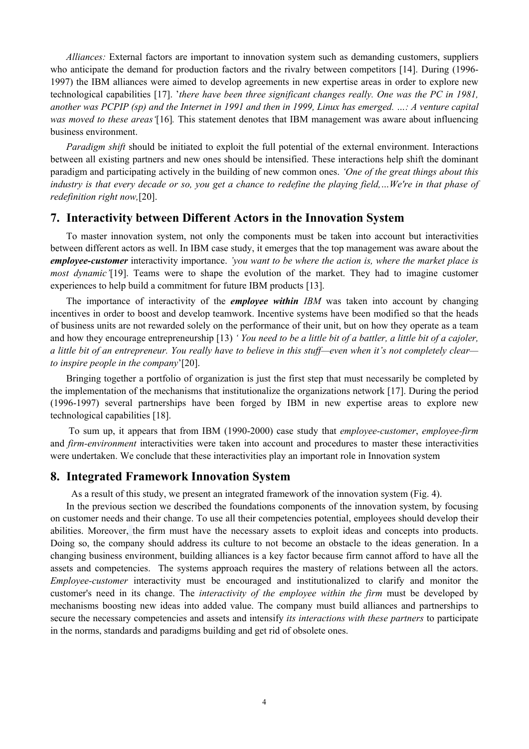*Alliances:* External factors are important to innovation system such as demanding customers, suppliers who anticipate the demand for production factors and the rivalry between competitors [14]. During (1996-1997) the IBM alliances were aimed to develop agreements in new expertise areas in order to explore new technological capabilities [17]. '*there have been three significant changes really. One was the PC in 1981, another was PCPIP (sp) and the Internet in 1991 and then in 1999, Linux has emerged. …: A venture capital was moved to these areas'*[16]. This statement denotes that IBM management was aware about influencing business environment.

*Paradigm shift* should be initiated to exploit the full potential of the external environment. Interactions between all existing partners and new ones should be intensified. These interactions help shift the dominant paradigm and participating actively in the building of new common ones. *'One of the great things about this industry is that every decade or so, you get a chance to redefine the playing field,…We're in that phase of redefinition right now,*[20].

## 7. Interactivity between Different Actors in the Innovation System

To master innovation system, not only the components must be taken into account but interactivities between different actors as well. In IBM case study, it emerges that the top management was aware about the ***employee-customer*** interactivity importance. *'you want to be where the action is, where the market place is most dynamic'*[19]. Teams were to shape the evolution of the market. They had to imagine customer experiences to help build a commitment for future IBM products [13].

The importance of interactivity of the ***employee within*** *IBM* was taken into account by changing incentives in order to boost and develop teamwork. Incentive systems have been modified so that the heads of business units are not rewarded solely on the performance of their unit, but on how they operate as a team and how they encourage entrepreneurship [13] *' You need to be a little bit of a battler, a little bit of a cajoler, a little bit of an entrepreneur. You really have to believe in this stuff—even when it's not completely clear—to inspire people in the company*'[20].

Bringing together a portfolio of organization is just the first step that must necessarily be completed by the implementation of the mechanisms that institutionalize the organizations network [17]. During the period (1996-1997) several partnerships have been forged by IBM in new expertise areas to explore new technological capabilities [18].

To sum up, it appears that from IBM (1990-2000) case study that *employee-customer*, *employee-firm* and *firm-environment* interactivities were taken into account and procedures to master these interactivities were undertaken. We conclude that these interactivities play an important role in Innovation system

## 8. Integrated Framework Innovation System

As a result of this study, we present an integrated framework of the innovation system (Fig. 4).

In the previous section we described the foundations components of the innovation system, by focusing on customer needs and their change. To use all their competencies potential, employees should develop their abilities. Moreover, the firm must have the necessary assets to exploit ideas and concepts into products. Doing so, the company should address its culture to not become an obstacle to the ideas generation. In a changing business environment, building alliances is a key factor because firm cannot afford to have all the assets and competencies. The systems approach requires the mastery of relations between all the actors. *Employee-customer* interactivity must be encouraged and institutionalized to clarify and monitor the customer's need in its change. The *interactivity of the employee within the firm* must be developed by mechanisms boosting new ideas into added value. The company must build alliances and partnerships to secure the necessary competencies and assets and intensify *its interactions with these partners* to participate in the norms, standards and paradigms building and get rid of obsolete ones.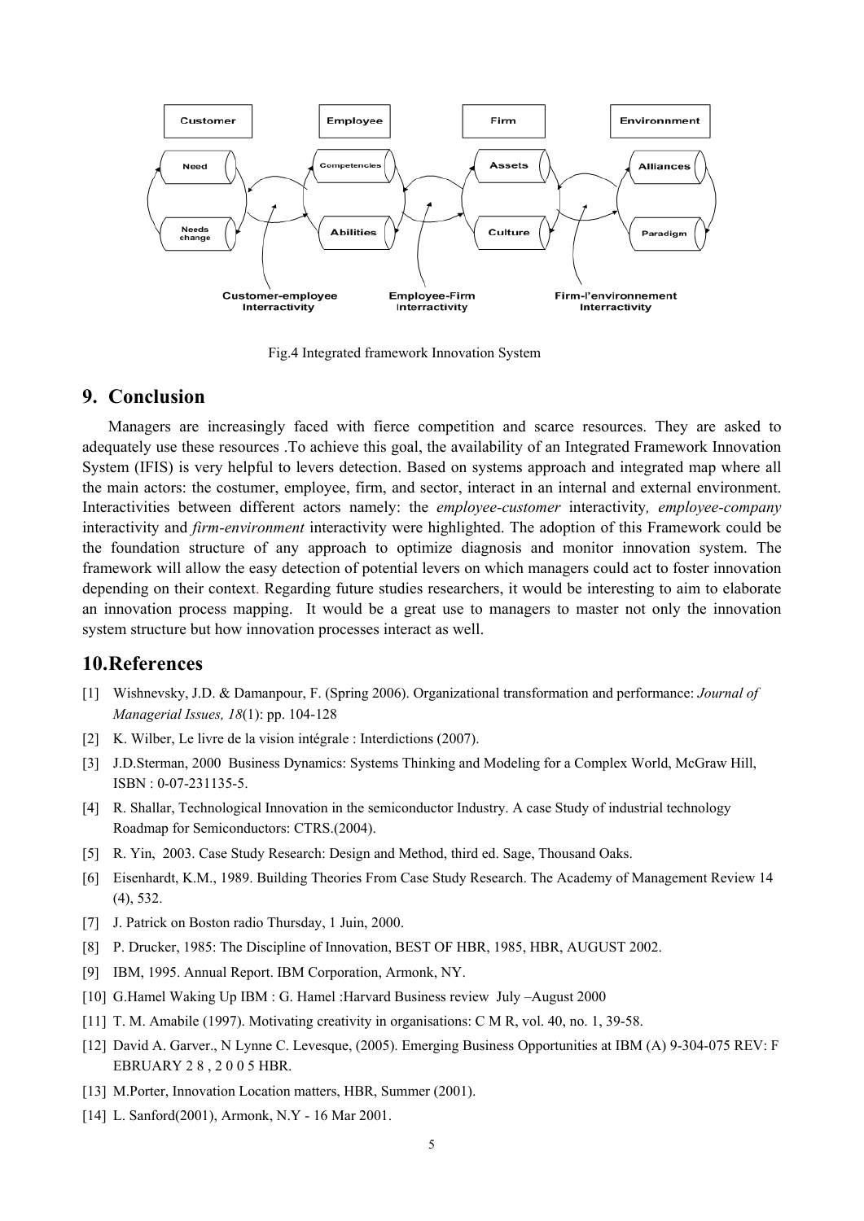Fig.4 Integrated framework Innovation System

## 9. Conclusion

Managers are increasingly faced with fierce competition and scarce resources. They are asked to adequately use these resources .To achieve this goal, the availability of an Integrated Framework Innovation System (IFIS) is very helpful to levers detection. Based on systems approach and integrated map where all the main actors: the costumer, employee, firm, and sector, interact in an internal and external environment. Interactivities between different actors namely: the *employee-customer* interactivity*, employee-company* interactivity and *firm-environment* interactivity were highlighted. The adoption of this Framework could be the foundation structure of any approach to optimize diagnosis and monitor innovation system. The framework will allow the easy detection of potential levers on which managers could act to foster innovation depending on their context. Regarding future studies researchers, it would be interesting to aim to elaborate an innovation process mapping. It would be a great use to managers to master not only the innovation system structure but how innovation processes interact as well.

## 10.References

[1] Wishnevsky, J.D. & Damanpour, F. (Spring 2006). Organizational transformation and performance: *Journal of Managerial Issues, 18*(1): pp. 104-128

[2] K. Wilber, Le livre de la vision intégrale : Interdictions (2007).

[3] J.D.Sterman, 2000 Business Dynamics: Systems Thinking and Modeling for a Complex World, McGraw Hill, ISBN : 0-07-231135-5.

[4] R. Shallar, Technological Innovation in the semiconductor Industry. A case Study of industrial technology Roadmap for Semiconductors: CTRS.(2004).

[5] R. Yin, 2003. Case Study Research: Design and Method, third ed. Sage, Thousand Oaks.

[6] Eisenhardt, K.M., 1989. Building Theories From Case Study Research. The Academy of Management Review 14 (4), 532.

[7] J. Patrick on Boston radio Thursday, 1 Juin, 2000.

[8] P. Drucker, 1985: The Discipline of Innovation, BEST OF HBR, 1985, HBR, AUGUST 2002.

[9] IBM, 1995. Annual Report. IBM Corporation, Armonk, NY.

[10] G.Hamel Waking Up IBM : G. Hamel :Harvard Business review July –August 2000

[11] T. M. Amabile (1997). Motivating creativity in organisations: C M R, vol. 40, no. 1, 39-58.

[12] David A. Garver., N Lynne C. Levesque, (2005). Emerging Business Opportunities at IBM (A) 9-304-075 REV: F EBRUARY 2 8 , 2 0 0 5 HBR.

[13] M.Porter, Innovation Location matters, HBR, Summer (2001).

[14] L. Sanford(2001), Armonk, N.Y - 16 Mar 2001.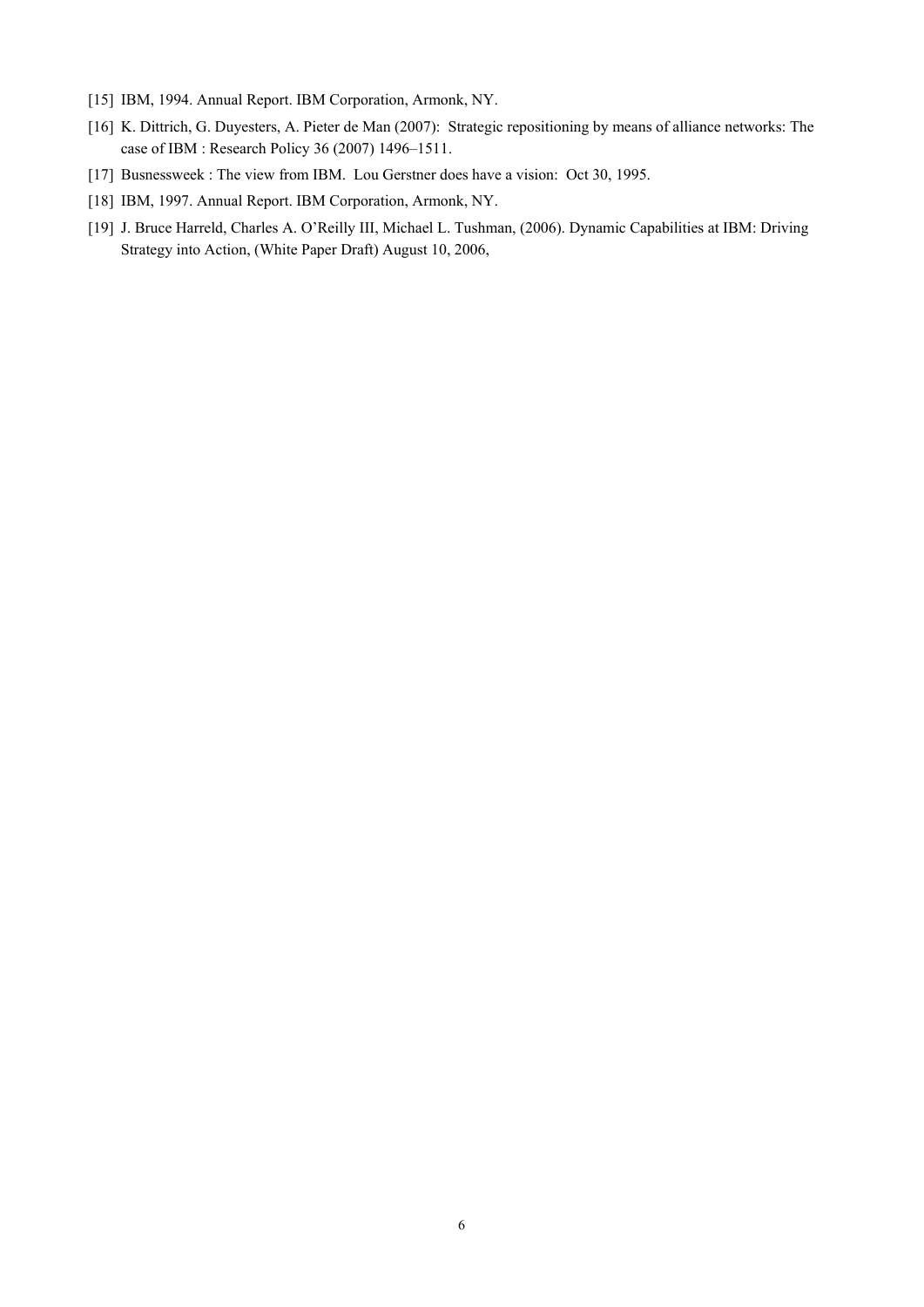[15] IBM, 1994. Annual Report. IBM Corporation, Armonk, NY.

[16] K. Dittrich, G. Duyesters, A. Pieter de Man (2007): Strategic repositioning by means of alliance networks: The case of IBM : Research Policy 36 (2007) 1496–1511.

[17] Busnessweek : The view from IBM. Lou Gerstner does have a vision: Oct 30, 1995.

[18] IBM, 1997. Annual Report. IBM Corporation, Armonk, NY.

[19] J. Bruce Harreld, Charles A. O'Reilly III, Michael L. Tushman, (2006). Dynamic Capabilities at IBM: Driving Strategy into Action, (White Paper Draft) August 10, 2006,